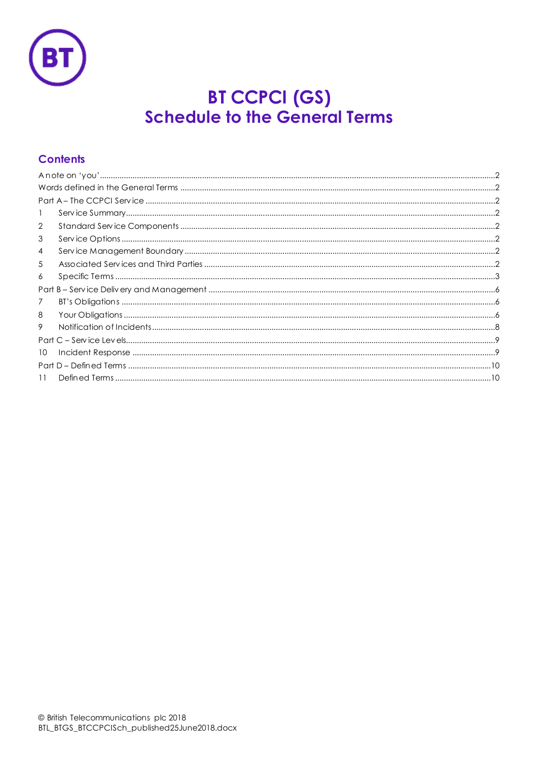# BT CCPCI (GS)
## Schedule to the General Terms

### Contents

A note on 'you'.....2
Words defined in the General Terms.....2
Part A – The CCPCI Service.....2
1 Service Summary.....2
2 Standard Service Components.....2
3 Service Options.....2
4 Service Management Boundary.....2
5 Associated Services and Third Parties.....2
6 Specific Terms.....3
Part B – Service Delivery and Management.....6
7 BT's Obligations.....6
8 Your Obligations.....6
9 Notification of Incidents.....8
Part C – Service Levels.....9
10 Incident Response.....9
Part D – Defined Terms.....10
11 Defined Terms.....10

© British Telecommunications plc 2018
BTL_BTGS_BTCCPCISch_published25June2018.docx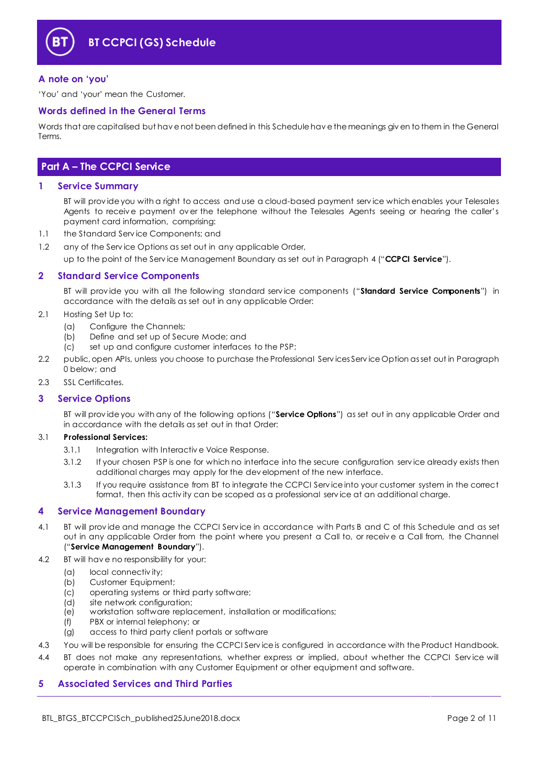# BT CCPCI (GS) Schedule

## A note on 'you'

'You' and 'your' mean the Customer.

## Words defined in the General Terms

Words that are capitalised but have not been defined in this Schedule have the meanings given to them in the General Terms.

## Part A – The CCPCI Service

### 1 Service Summary

BT will provide you with a right to access and use a cloud-based payment service which enables your Telesales Agents to receive payment over the telephone without the Telesales Agents seeing or hearing the caller's payment card information, comprising:

1.1 the Standard Service Components; and

1.2 any of the Service Options as set out in any applicable Order,

up to the point of the Service Management Boundary as set out in Paragraph 4 ("**CCPCI Service**").

### 2 Standard Service Components

BT will provide you with all the following standard service components ("**Standard Service Components**") in accordance with the details as set out in any applicable Order:

2.1 Hosting Set Up to:

(a) Configure the Channels;
(b) Define and set up of Secure Mode; and
(c) set up and configure customer interfaces to the PSP;

2.2 public, open APIs, unless you choose to purchase the Professional Services Service Option as set out in Paragraph 0 below; and

2.3 SSL Certificates.

### 3 Service Options

BT will provide you with any of the following options ("**Service Options**") as set out in any applicable Order and in accordance with the details as set out in that Order:

3.1 **Professional Services:**

3.1.1 Integration with Interactive Voice Response.

3.1.2 If your chosen PSP is one for which no interface into the secure configuration service already exists then additional charges may apply for the development of the new interface.

3.1.3 If you require assistance from BT to integrate the CCPCI Service into your customer system in the correct format, then this activity can be scoped as a professional service at an additional charge.

### 4 Service Management Boundary

4.1 BT will provide and manage the CCPCI Service in accordance with Parts B and C of this Schedule and as set out in any applicable Order from the point where you present a Call to, or receive a Call from, the Channel ("**Service Management Boundary**").

4.2 BT will have no responsibility for your:

(a) local connectivity;
(b) Customer Equipment;
(c) operating systems or third party software;
(d) site network configuration;
(e) workstation software replacement, installation or modifications;
(f) PBX or internal telephony; or
(g) access to third party client portals or software

4.3 You will be responsible for ensuring the CCPCI Service is configured in accordance with the Product Handbook.

4.4 BT does not make any representations, whether express or implied, about whether the CCPCI Service will operate in combination with any Customer Equipment or other equipment and software.

### 5 Associated Services and Third Parties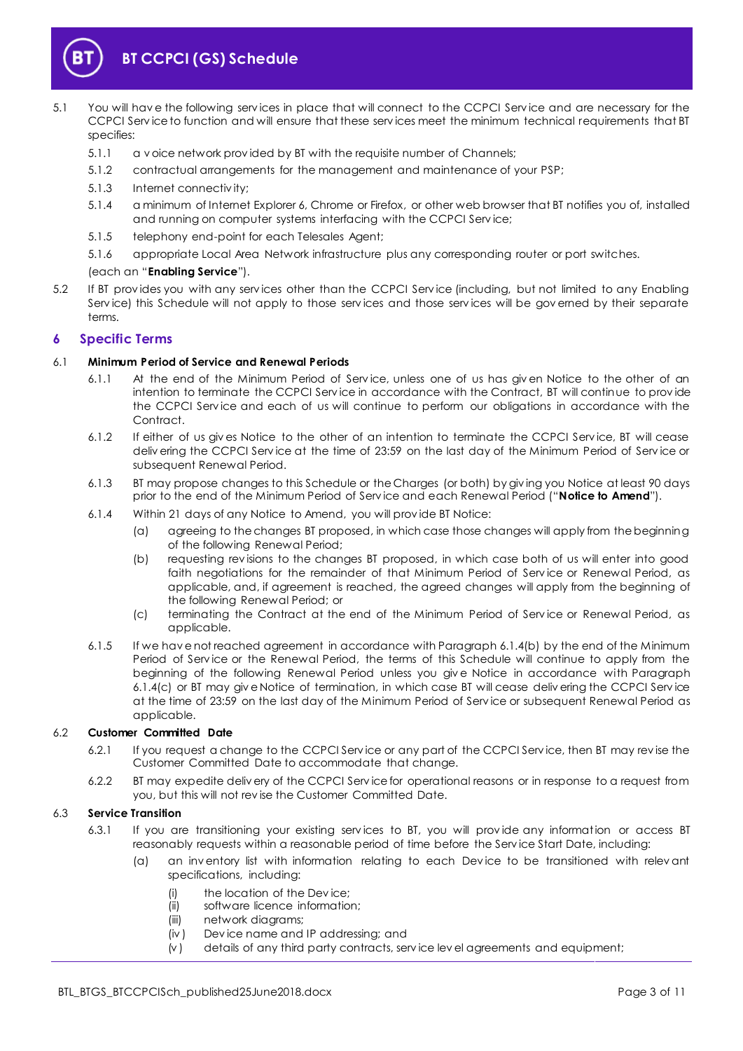5.1 You will have the following services in place that will connect to the CCPCI Service and are necessary for the CCPCI Service to function and will ensure that these services meet the minimum technical requirements that BT specifies:

5.1.1 a voice network provided by BT with the requisite number of Channels;

5.1.2 contractual arrangements for the management and maintenance of your PSP;

5.1.3 Internet connectivity;

5.1.4 a minimum of Internet Explorer 6, Chrome or Firefox, or other web browser that BT notifies you of, installed and running on computer systems interfacing with the CCPCI Service;

5.1.5 telephony end-point for each Telesales Agent;

5.1.6 appropriate Local Area Network infrastructure plus any corresponding router or port switches.

(each an "**Enabling Service**").

5.2 If BT provides you with any services other than the CCPCI Service (including, but not limited to any Enabling Service) this Schedule will not apply to those services and those services will be governed by their separate terms.

## 6 Specific Terms

### 6.1 Minimum Period of Service and Renewal Periods

6.1.1 At the end of the Minimum Period of Service, unless one of us has given Notice to the other of an intention to terminate the CCPCI Service in accordance with the Contract, BT will continue to provide the CCPCI Service and each of us will continue to perform our obligations in accordance with the Contract.

6.1.2 If either of us gives Notice to the other of an intention to terminate the CCPCI Service, BT will cease delivering the CCPCI Service at the time of 23:59 on the last day of the Minimum Period of Service or subsequent Renewal Period.

6.1.3 BT may propose changes to this Schedule or the Charges (or both) by giving you Notice at least 90 days prior to the end of the Minimum Period of Service and each Renewal Period ("**Notice to Amend**").

6.1.4 Within 21 days of any Notice to Amend, you will provide BT Notice:

(a) agreeing to the changes BT proposed, in which case those changes will apply from the beginning of the following Renewal Period;

(b) requesting revisions to the changes BT proposed, in which case both of us will enter into good faith negotiations for the remainder of that Minimum Period of Service or Renewal Period, as applicable, and, if agreement is reached, the agreed changes will apply from the beginning of the following Renewal Period; or

(c) terminating the Contract at the end of the Minimum Period of Service or Renewal Period, as applicable.

6.1.5 If we have not reached agreement in accordance with Paragraph 6.1.4(b) by the end of the Minimum Period of Service or the Renewal Period, the terms of this Schedule will continue to apply from the beginning of the following Renewal Period unless you give Notice in accordance with Paragraph 6.1.4(c) or BT may give Notice of termination, in which case BT will cease delivering the CCPCI Service at the time of 23:59 on the last day of the Minimum Period of Service or subsequent Renewal Period as applicable.

### 6.2 Customer Committed Date

6.2.1 If you request a change to the CCPCI Service or any part of the CCPCI Service, then BT may revise the Customer Committed Date to accommodate that change.

6.2.2 BT may expedite delivery of the CCPCI Service for operational reasons or in response to a request from you, but this will not revise the Customer Committed Date.

### 6.3 Service Transition

6.3.1 If you are transitioning your existing services to BT, you will provide any information or access BT reasonably requests within a reasonable period of time before the Service Start Date, including:

(a) an inventory list with information relating to each Device to be transitioned with relevant specifications, including:

(i) the location of the Device;

(ii) software licence information;

(iii) network diagrams;

(iv) Device name and IP addressing; and

(v) details of any third party contracts, service level agreements and equipment;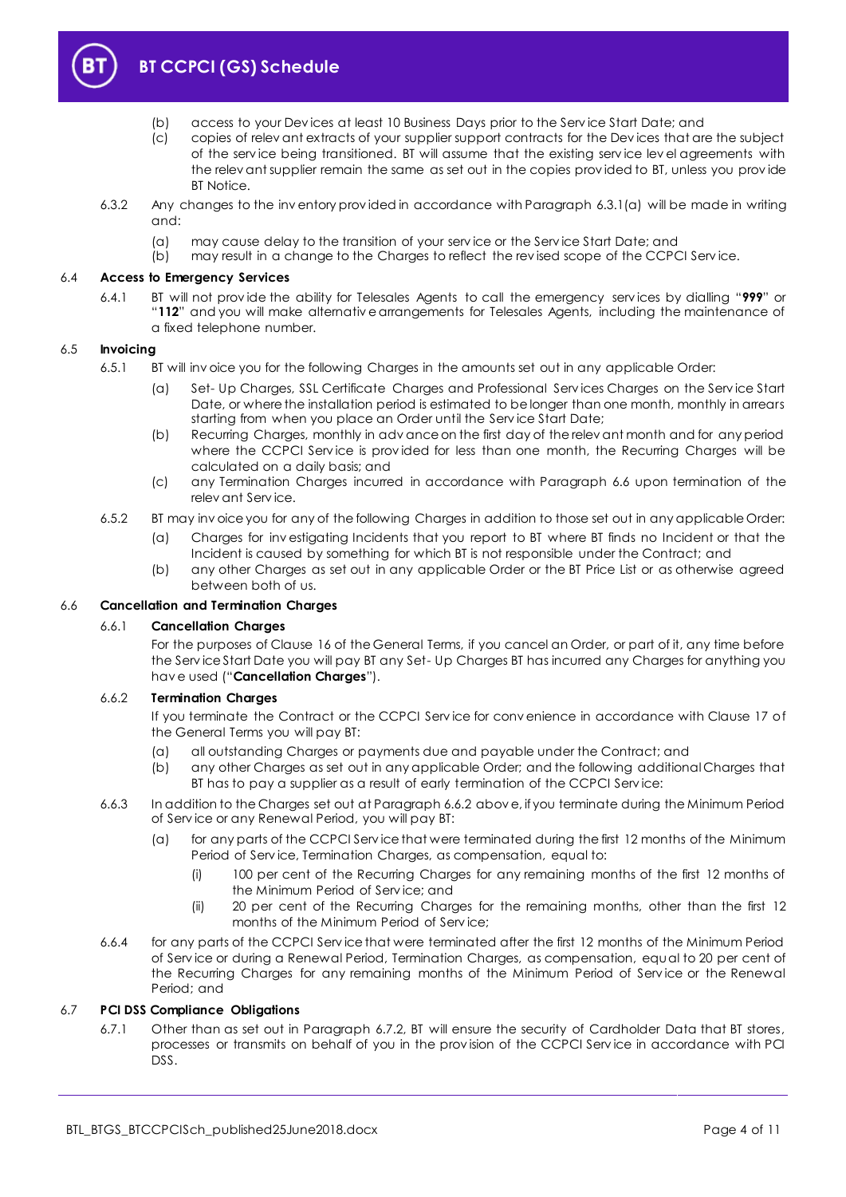(b) access to your Devices at least 10 Business Days prior to the Service Start Date; and

(c) copies of relevant extracts of your supplier support contracts for the Devices that are the subject of the service being transitioned. BT will assume that the existing service level agreements with the relevant supplier remain the same as set out in the copies provided to BT, unless you provide BT Notice.

6.3.2 Any changes to the inventory provided in accordance with Paragraph 6.3.1(a) will be made in writing and:

(a) may cause delay to the transition of your service or the Service Start Date; and

(b) may result in a change to the Charges to reflect the revised scope of the CCPCI Service.

### 6.4 Access to Emergency Services

6.4.1 BT will not provide the ability for Telesales Agents to call the emergency services by dialling "**999**" or "**112**" and you will make alternative arrangements for Telesales Agents, including the maintenance of a fixed telephone number.

### 6.5 Invoicing

6.5.1 BT will invoice you for the following Charges in the amounts set out in any applicable Order:

(a) Set- Up Charges, SSL Certificate Charges and Professional Services Charges on the Service Start Date, or where the installation period is estimated to be longer than one month, monthly in arrears starting from when you place an Order until the Service Start Date;

(b) Recurring Charges, monthly in advance on the first day of the relevant month and for any period where the CCPCI Service is provided for less than one month, the Recurring Charges will be calculated on a daily basis; and

(c) any Termination Charges incurred in accordance with Paragraph 6.6 upon termination of the relevant Service.

6.5.2 BT may invoice you for any of the following Charges in addition to those set out in any applicable Order:

(a) Charges for investigating Incidents that you report to BT where BT finds no Incident or that the Incident is caused by something for which BT is not responsible under the Contract; and

(b) any other Charges as set out in any applicable Order or the BT Price List or as otherwise agreed between both of us.

### 6.6 Cancellation and Termination Charges

#### 6.6.1 Cancellation Charges

For the purposes of Clause 16 of the General Terms, if you cancel an Order, or part of it, any time before the Service Start Date you will pay BT any Set- Up Charges BT has incurred any Charges for anything you have used ("**Cancellation Charges**").

#### 6.6.2 Termination Charges

If you terminate the Contract or the CCPCI Service for convenience in accordance with Clause 17 of the General Terms you will pay BT:

(a) all outstanding Charges or payments due and payable under the Contract; and

(b) any other Charges as set out in any applicable Order; and the following additional Charges that BT has to pay a supplier as a result of early termination of the CCPCI Service:

6.6.3 In addition to the Charges set out at Paragraph 6.6.2 above, if you terminate during the Minimum Period of Service or any Renewal Period, you will pay BT:

(a) for any parts of the CCPCI Service that were terminated during the first 12 months of the Minimum Period of Service, Termination Charges, as compensation, equal to:

(i) 100 per cent of the Recurring Charges for any remaining months of the first 12 months of the Minimum Period of Service; and

(ii) 20 per cent of the Recurring Charges for the remaining months, other than the first 12 months of the Minimum Period of Service;

6.6.4 for any parts of the CCPCI Service that were terminated after the first 12 months of the Minimum Period of Service or during a Renewal Period, Termination Charges, as compensation, equal to 20 per cent of the Recurring Charges for any remaining months of the Minimum Period of Service or the Renewal Period; and

### 6.7 PCI DSS Compliance Obligations

6.7.1 Other than as set out in Paragraph 6.7.2, BT will ensure the security of Cardholder Data that BT stores, processes or transmits on behalf of you in the provision of the CCPCI Service in accordance with PCI DSS.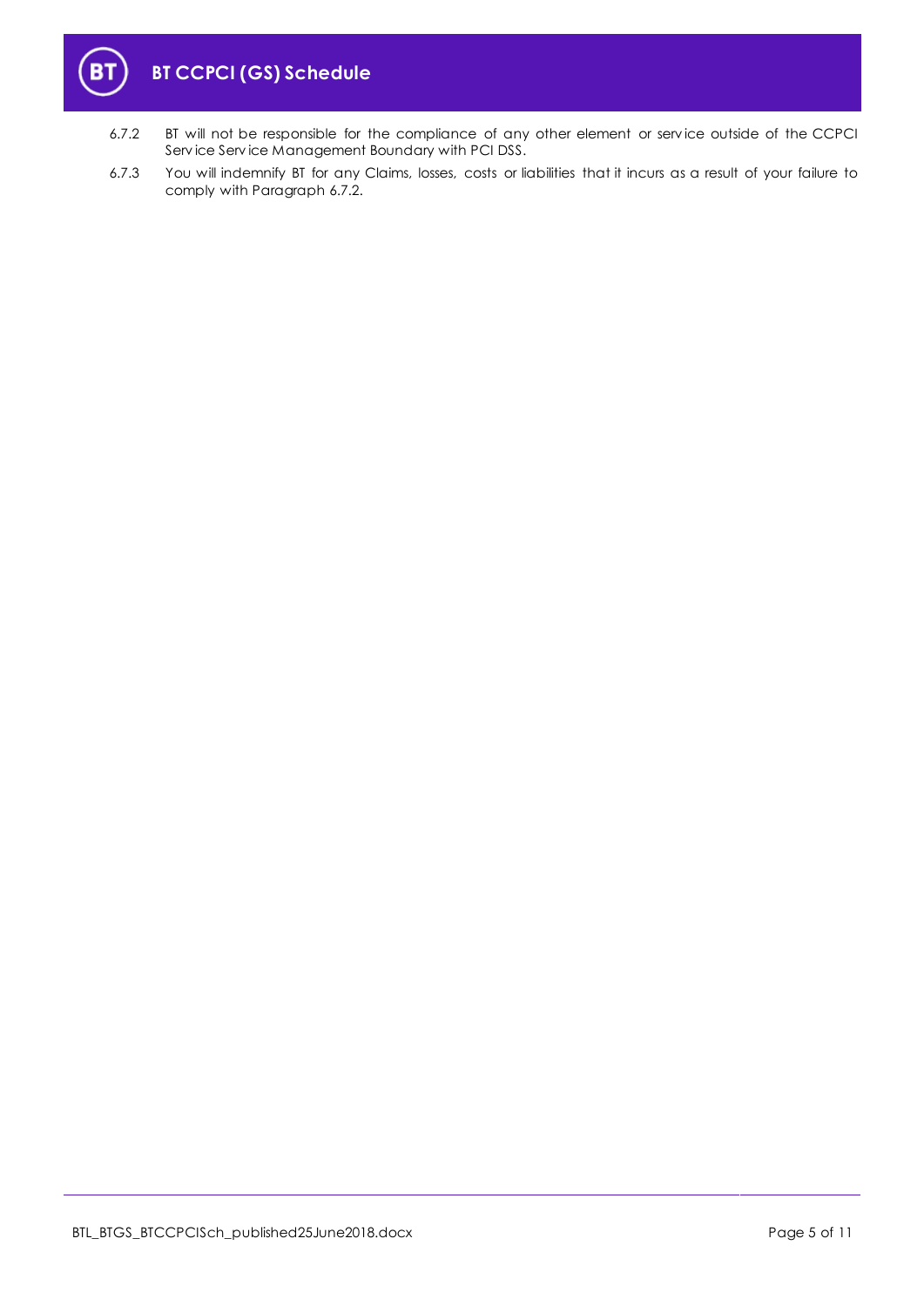6.7.2 BT will not be responsible for the compliance of any other element or service outside of the CCPCI Service Service Management Boundary with PCI DSS.

6.7.3 You will indemnify BT for any Claims, losses, costs or liabilities that it incurs as a result of your failure to comply with Paragraph 6.7.2.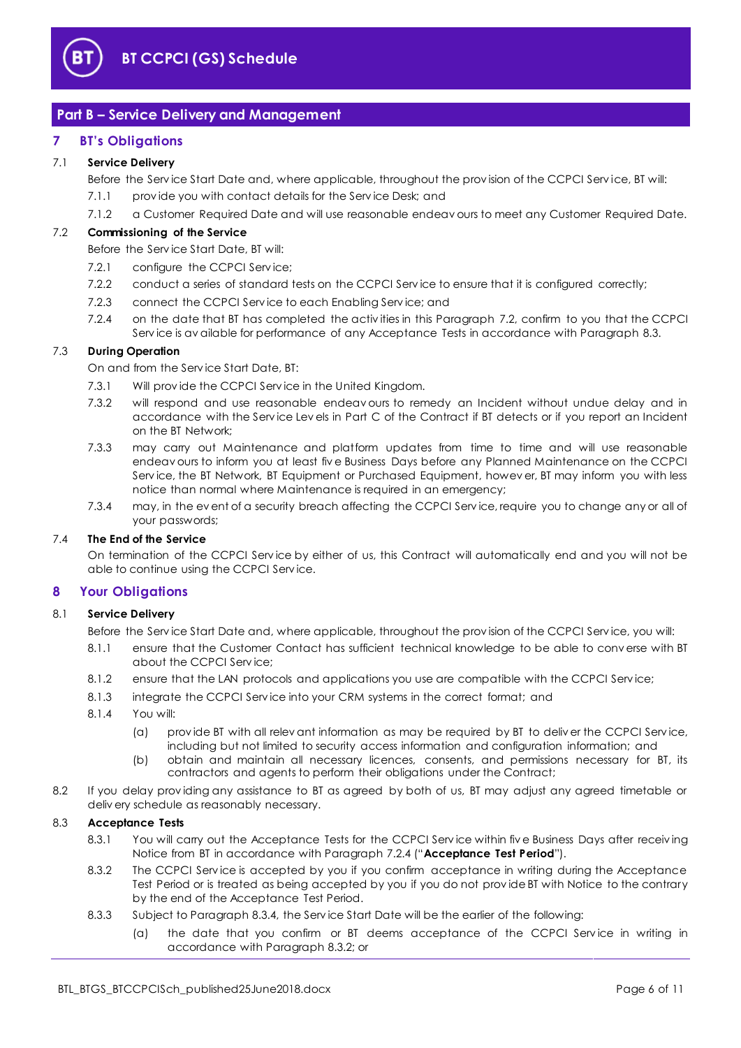## Part B – Service Delivery and Management

### 7 BT's Obligations

7.1 **Service Delivery**

Before the Service Start Date and, where applicable, throughout the provision of the CCPCI Service, BT will:

7.1.1 provide you with contact details for the Service Desk; and

7.1.2 a Customer Required Date and will use reasonable endeavours to meet any Customer Required Date.

7.2 **Commissioning of the Service**

Before the Service Start Date, BT will:

7.2.1 configure the CCPCI Service;

7.2.2 conduct a series of standard tests on the CCPCI Service to ensure that it is configured correctly;

7.2.3 connect the CCPCI Service to each Enabling Service; and

7.2.4 on the date that BT has completed the activities in this Paragraph 7.2, confirm to you that the CCPCI Service is available for performance of any Acceptance Tests in accordance with Paragraph 8.3.

7.3 **During Operation**

On and from the Service Start Date, BT:

7.3.1 Will provide the CCPCI Service in the United Kingdom.

7.3.2 will respond and use reasonable endeavours to remedy an Incident without undue delay and in accordance with the Service Levels in Part C of the Contract if BT detects or if you report an Incident on the BT Network;

7.3.3 may carry out Maintenance and platform updates from time to time and will use reasonable endeavours to inform you at least five Business Days before any Planned Maintenance on the CCPCI Service, the BT Network, BT Equipment or Purchased Equipment, however, BT may inform you with less notice than normal where Maintenance is required in an emergency;

7.3.4 may, in the event of a security breach affecting the CCPCI Service, require you to change any or all of your passwords;

7.4 **The End of the Service**

On termination of the CCPCI Service by either of us, this Contract will automatically end and you will not be able to continue using the CCPCI Service.

### 8 Your Obligations

8.1 **Service Delivery**

Before the Service Start Date and, where applicable, throughout the provision of the CCPCI Service, you will:

8.1.1 ensure that the Customer Contact has sufficient technical knowledge to be able to converse with BT about the CCPCI Service;

8.1.2 ensure that the LAN protocols and applications you use are compatible with the CCPCI Service;

8.1.3 integrate the CCPCI Service into your CRM systems in the correct format; and

8.1.4 You will:

(a) provide BT with all relevant information as may be required by BT to deliver the CCPCI Service, including but not limited to security access information and configuration information; and

(b) obtain and maintain all necessary licences, consents, and permissions necessary for BT, its contractors and agents to perform their obligations under the Contract;

8.2 If you delay providing any assistance to BT as agreed by both of us, BT may adjust any agreed timetable or delivery schedule as reasonably necessary.

8.3 **Acceptance Tests**

8.3.1 You will carry out the Acceptance Tests for the CCPCI Service within five Business Days after receiving Notice from BT in accordance with Paragraph 7.2.4 ("**Acceptance Test Period**").

8.3.2 The CCPCI Service is accepted by you if you confirm acceptance in writing during the Acceptance Test Period or is treated as being accepted by you if you do not provide BT with Notice to the contrary by the end of the Acceptance Test Period.

8.3.3 Subject to Paragraph 8.3.4, the Service Start Date will be the earlier of the following:

(a) the date that you confirm or BT deems acceptance of the CCPCI Service in writing in accordance with Paragraph 8.3.2; or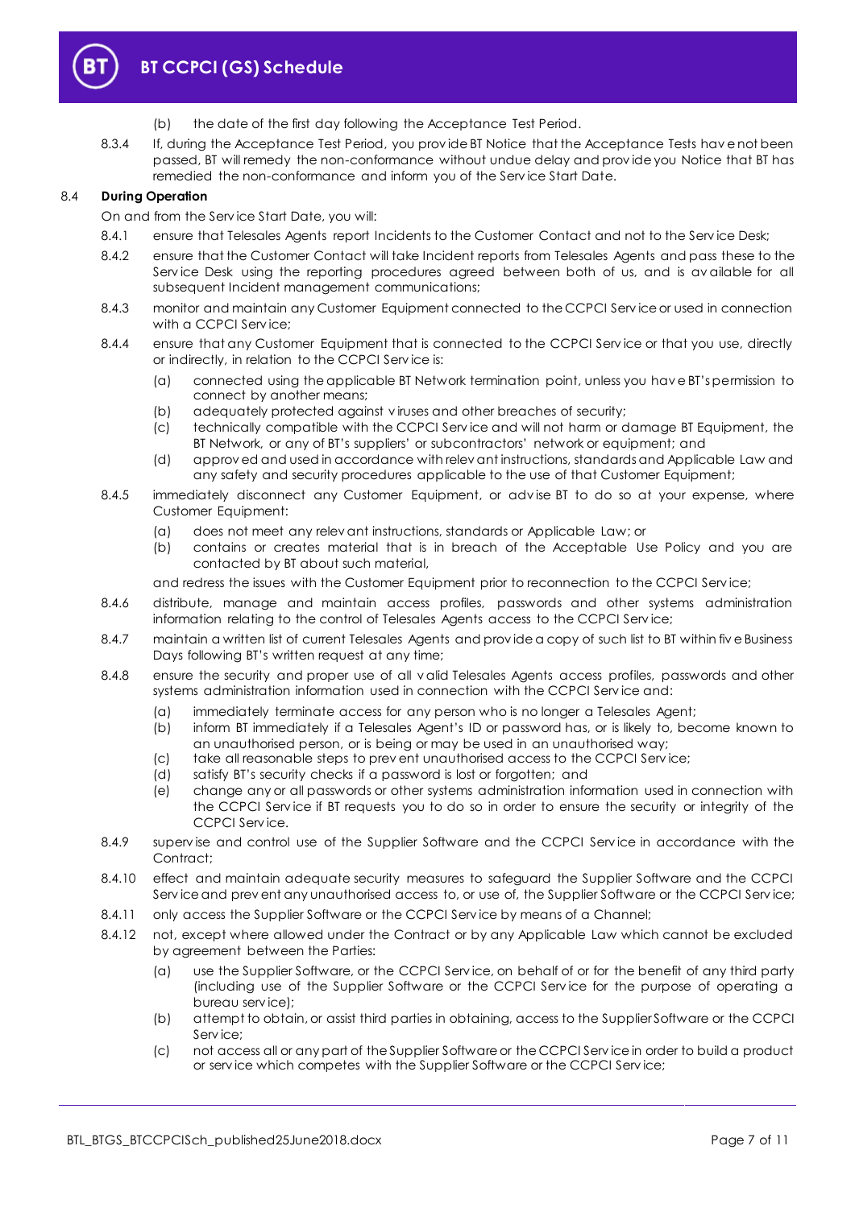(b) the date of the first day following the Acceptance Test Period.

8.3.4 If, during the Acceptance Test Period, you provide BT Notice that the Acceptance Tests have not been passed, BT will remedy the non-conformance without undue delay and provide you Notice that BT has remedied the non-conformance and inform you of the Service Start Date.

8.4 **During Operation**

On and from the Service Start Date, you will:

8.4.1 ensure that Telesales Agents report Incidents to the Customer Contact and not to the Service Desk;

8.4.2 ensure that the Customer Contact will take Incident reports from Telesales Agents and pass these to the Service Desk using the reporting procedures agreed between both of us, and is available for all subsequent Incident management communications;

8.4.3 monitor and maintain any Customer Equipment connected to the CCPCI Service or used in connection with a CCPCI Service;

8.4.4 ensure that any Customer Equipment that is connected to the CCPCI Service or that you use, directly or indirectly, in relation to the CCPCI Service is:

(a) connected using the applicable BT Network termination point, unless you have BT's permission to connect by another means;

(b) adequately protected against viruses and other breaches of security;

(c) technically compatible with the CCPCI Service and will not harm or damage BT Equipment, the BT Network, or any of BT's suppliers' or subcontractors' network or equipment; and

(d) approved and used in accordance with relevant instructions, standards and Applicable Law and any safety and security procedures applicable to the use of that Customer Equipment;

8.4.5 immediately disconnect any Customer Equipment, or advise BT to do so at your expense, where Customer Equipment:

(a) does not meet any relevant instructions, standards or Applicable Law; or

(b) contains or creates material that is in breach of the Acceptable Use Policy and you are contacted by BT about such material,

and redress the issues with the Customer Equipment prior to reconnection to the CCPCI Service;

8.4.6 distribute, manage and maintain access profiles, passwords and other systems administration information relating to the control of Telesales Agents access to the CCPCI Service;

8.4.7 maintain a written list of current Telesales Agents and provide a copy of such list to BT within five Business Days following BT's written request at any time;

8.4.8 ensure the security and proper use of all valid Telesales Agents access profiles, passwords and other systems administration information used in connection with the CCPCI Service and:

(a) immediately terminate access for any person who is no longer a Telesales Agent;

(b) inform BT immediately if a Telesales Agent's ID or password has, or is likely to, become known to an unauthorised person, or is being or may be used in an unauthorised way;

(c) take all reasonable steps to prevent unauthorised access to the CCPCI Service;

(d) satisfy BT's security checks if a password is lost or forgotten; and

(e) change any or all passwords or other systems administration information used in connection with the CCPCI Service if BT requests you to do so in order to ensure the security or integrity of the CCPCI Service.

8.4.9 supervise and control use of the Supplier Software and the CCPCI Service in accordance with the Contract;

8.4.10 effect and maintain adequate security measures to safeguard the Supplier Software and the CCPCI Service and prevent any unauthorised access to, or use of, the Supplier Software or the CCPCI Service;

8.4.11 only access the Supplier Software or the CCPCI Service by means of a Channel;

8.4.12 not, except where allowed under the Contract or by any Applicable Law which cannot be excluded by agreement between the Parties:

(a) use the Supplier Software, or the CCPCI Service, on behalf of or for the benefit of any third party (including use of the Supplier Software or the CCPCI Service for the purpose of operating a bureau service);

(b) attempt to obtain, or assist third parties in obtaining, access to the Supplier Software or the CCPCI Service;

(c) not access all or any part of the Supplier Software or the CCPCI Service in order to build a product or service which competes with the Supplier Software or the CCPCI Service;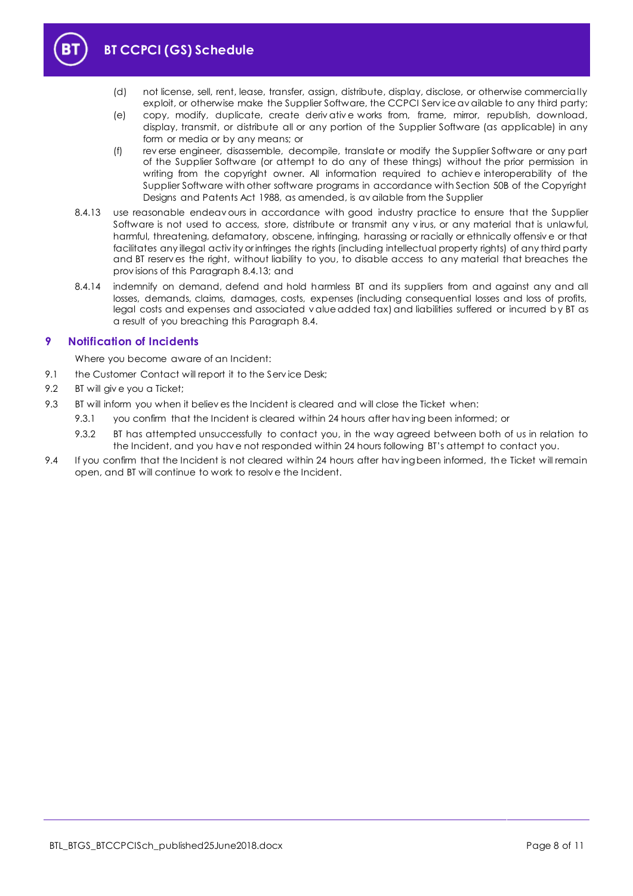(d) not license, sell, rent, lease, transfer, assign, distribute, display, disclose, or otherwise commercially exploit, or otherwise make the Supplier Software, the CCPCI Service available to any third party;

(e) copy, modify, duplicate, create derivative works from, frame, mirror, republish, download, display, transmit, or distribute all or any portion of the Supplier Software (as applicable) in any form or media or by any means; or

(f) reverse engineer, disassemble, decompile, translate or modify the Supplier Software or any part of the Supplier Software (or attempt to do any of these things) without the prior permission in writing from the copyright owner. All information required to achieve interoperability of the Supplier Software with other software programs in accordance with Section 50B of the Copyright Designs and Patents Act 1988, as amended, is available from the Supplier

8.4.13 use reasonable endeavours in accordance with good industry practice to ensure that the Supplier Software is not used to access, store, distribute or transmit any virus, or any material that is unlawful, harmful, threatening, defamatory, obscene, infringing, harassing or racially or ethnically offensive or that facilitates any illegal activity or infringes the rights (including intellectual property rights) of any third party and BT reserves the right, without liability to you, to disable access to any material that breaches the provisions of this Paragraph 8.4.13; and

8.4.14 indemnify on demand, defend and hold harmless BT and its suppliers from and against any and all losses, demands, claims, damages, costs, expenses (including consequential losses and loss of profits, legal costs and expenses and associated value added tax) and liabilities suffered or incurred by BT as a result of you breaching this Paragraph 8.4.

## 9 Notification of Incidents

Where you become aware of an Incident:

9.1 the Customer Contact will report it to the Service Desk;

9.2 BT will give you a Ticket;

9.3 BT will inform you when it believes the Incident is cleared and will close the Ticket when:

9.3.1 you confirm that the Incident is cleared within 24 hours after having been informed; or

9.3.2 BT has attempted unsuccessfully to contact you, in the way agreed between both of us in relation to the Incident, and you have not responded within 24 hours following BT's attempt to contact you.

9.4 If you confirm that the Incident is not cleared within 24 hours after having been informed, the Ticket will remain open, and BT will continue to work to resolve the Incident.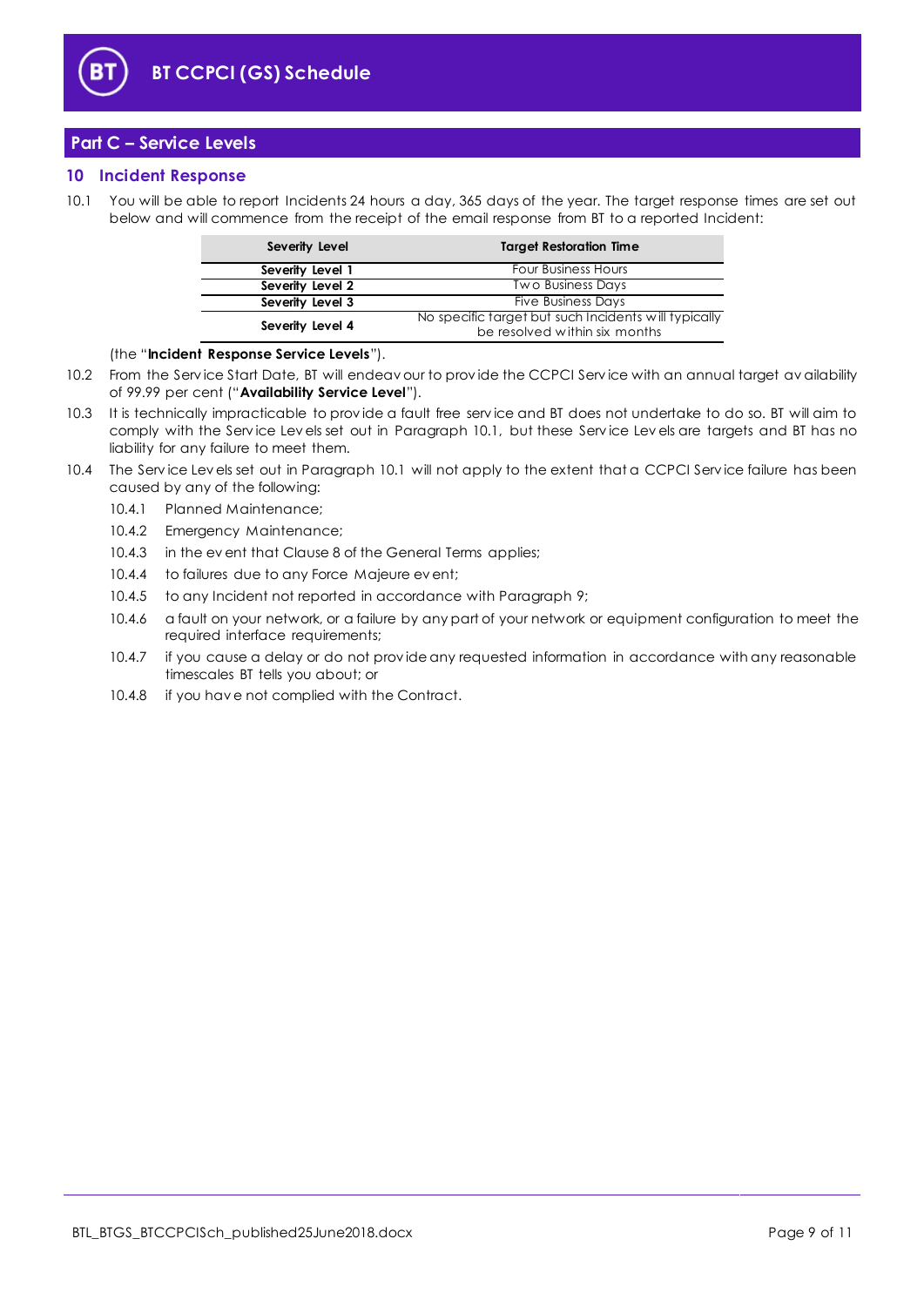## Part C – Service Levels

### 10 Incident Response

10.1 You will be able to report Incidents 24 hours a day, 365 days of the year. The target response times are set out below and will commence from the receipt of the email response from BT to a reported Incident:

| Severity Level | Target Restoration Time |
|---|---|
| **Severity Level 1** | Four Business Hours |
| **Severity Level 2** | Two Business Days |
| **Severity Level 3** | Five Business Days |
| **Severity Level 4** | No specific target but such Incidents will typically be resolved within six months |

(the "**Incident Response Service Levels**").

10.2 From the Service Start Date, BT will endeavour to provide the CCPCI Service with an annual target availability of 99.99 per cent ("**Availability Service Level**").

10.3 It is technically impracticable to provide a fault free service and BT does not undertake to do so. BT will aim to comply with the Service Levels set out in Paragraph 10.1, but these Service Levels are targets and BT has no liability for any failure to meet them.

10.4 The Service Levels set out in Paragraph 10.1 will not apply to the extent that a CCPCI Service failure has been caused by any of the following:

10.4.1 Planned Maintenance;

10.4.2 Emergency Maintenance;

10.4.3 in the event that Clause 8 of the General Terms applies;

10.4.4 to failures due to any Force Majeure event;

10.4.5 to any Incident not reported in accordance with Paragraph 9;

10.4.6 a fault on your network, or a failure by any part of your network or equipment configuration to meet the required interface requirements;

10.4.7 if you cause a delay or do not provide any requested information in accordance with any reasonable timescales BT tells you about; or

10.4.8 if you have not complied with the Contract.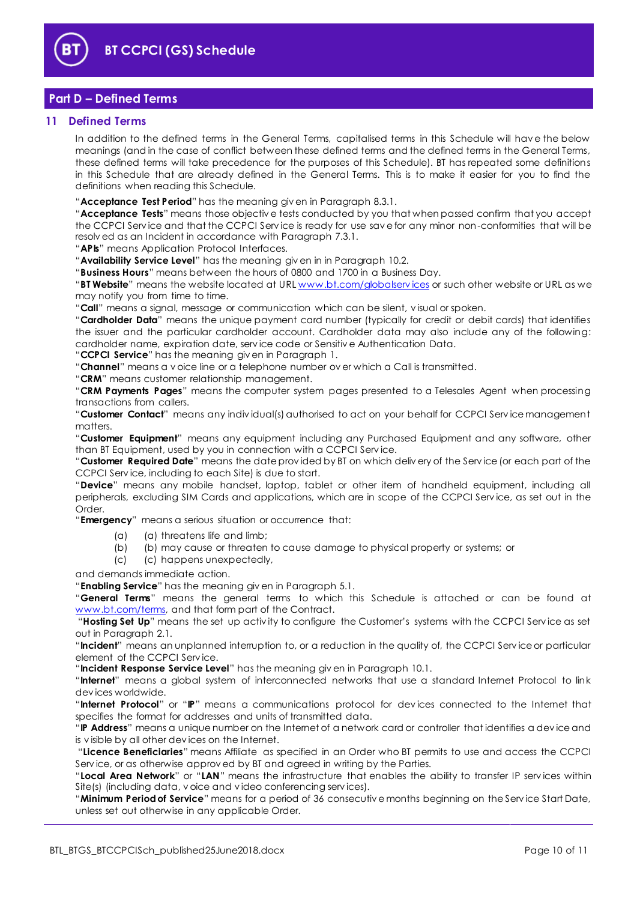## Part D – Defined Terms

### 11 Defined Terms

In addition to the defined terms in the General Terms, capitalised terms in this Schedule will have the below meanings (and in the case of conflict between these defined terms and the defined terms in the General Terms, these defined terms will take precedence for the purposes of this Schedule). BT has repeated some definitions in this Schedule that are already defined in the General Terms. This is to make it easier for you to find the definitions when reading this Schedule.

"**Acceptance Test Period**" has the meaning given in Paragraph 8.3.1.

"**Acceptance Tests**" means those objective tests conducted by you that when passed confirm that you accept the CCPCI Service and that the CCPCI Service is ready for use save for any minor non-conformities that will be resolved as an Incident in accordance with Paragraph 7.3.1.

"**APIs**" means Application Protocol Interfaces.

"**Availability Service Level**" has the meaning given in in Paragraph 10.2.

"**Business Hours**" means between the hours of 0800 and 1700 in a Business Day.

"**BT Website**" means the website located at URL www.bt.com/globalservices or such other website or URL as we may notify you from time to time.

"**Call**" means a signal, message or communication which can be silent, visual or spoken.

"**Cardholder Data**" means the unique payment card number (typically for credit or debit cards) that identifies the issuer and the particular cardholder account. Cardholder data may also include any of the following: cardholder name, expiration date, service code or Sensitive Authentication Data.

"**CCPCI Service**" has the meaning given in Paragraph 1.

"**Channel**" means a voice line or a telephone number over which a Call is transmitted.

"**CRM**" means customer relationship management.

"**CRM Payments Pages**" means the computer system pages presented to a Telesales Agent when processing transactions from callers.

"**Customer Contact**" means any individual(s) authorised to act on your behalf for CCPCI Service management matters.

"**Customer Equipment**" means any equipment including any Purchased Equipment and any software, other than BT Equipment, used by you in connection with a CCPCI Service.

"**Customer Required Date**" means the date provided by BT on which delivery of the Service (or each part of the CCPCI Service, including to each Site) is due to start.

"**Device**" means any mobile handset, laptop, tablet or other item of handheld equipment, including all peripherals, excluding SIM Cards and applications, which are in scope of the CCPCI Service, as set out in the Order.

"**Emergency**" means a serious situation or occurrence that:

(a) (a) threatens life and limb;

(b) (b) may cause or threaten to cause damage to physical property or systems; or

(c) (c) happens unexpectedly,

and demands immediate action.

"**Enabling Service**" has the meaning given in Paragraph 5.1.

"**General Terms**" means the general terms to which this Schedule is attached or can be found at www.bt.com/terms, and that form part of the Contract.

"**Hosting Set Up**" means the set up activity to configure the Customer's systems with the CCPCI Service as set out in Paragraph 2.1.

"**Incident**" means an unplanned interruption to, or a reduction in the quality of, the CCPCI Service or particular element of the CCPCI Service.

"**Incident Response Service Level**" has the meaning given in Paragraph 10.1.

"**Internet**" means a global system of interconnected networks that use a standard Internet Protocol to link devices worldwide.

"**Internet Protocol**" or "**IP**" means a communications protocol for devices connected to the Internet that specifies the format for addresses and units of transmitted data.

"**IP Address**" means a unique number on the Internet of a network card or controller that identifies a device and is visible by all other devices on the Internet.

"**Licence Beneficiaries**" means Affiliate as specified in an Order who BT permits to use and access the CCPCI Service, or as otherwise approved by BT and agreed in writing by the Parties.

"**Local Area Network**" or "**LAN**" means the infrastructure that enables the ability to transfer IP services within Site(s) (including data, voice and video conferencing services).

"**Minimum Period of Service**" means for a period of 36 consecutive months beginning on the Service Start Date, unless set out otherwise in any applicable Order.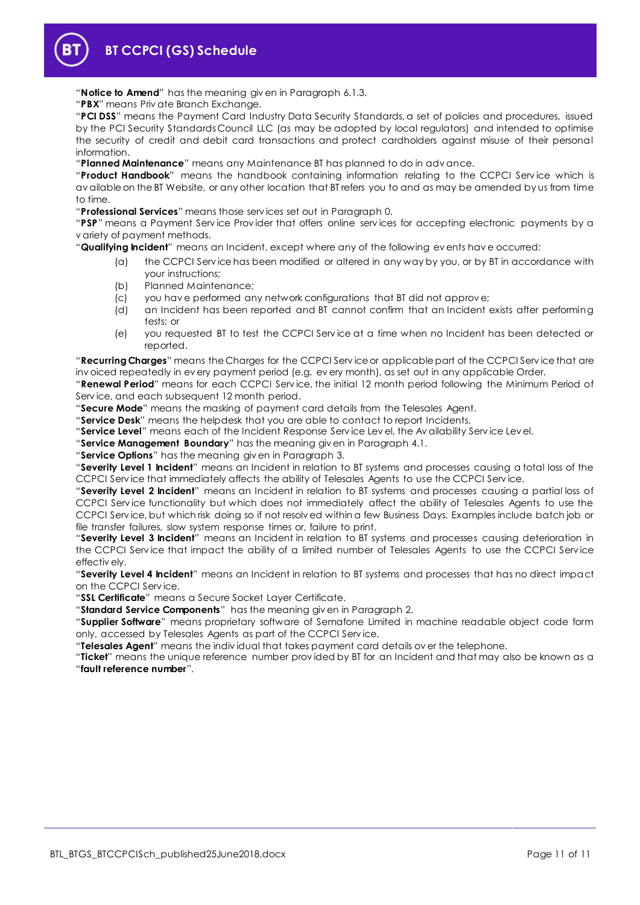"**Notice to Amend**" has the meaning given in Paragraph 6.1.3.

"**PBX**" means Private Branch Exchange.

"**PCI DSS**" means the Payment Card Industry Data Security Standards, a set of policies and procedures, issued by the PCI Security Standards Council LLC (as may be adopted by local regulators) and intended to optimise the security of credit and debit card transactions and protect cardholders against misuse of their personal information.

"**Planned Maintenance**" means any Maintenance BT has planned to do in advance.

"**Product Handbook**" means the handbook containing information relating to the CCPCI Service which is available on the BT Website, or any other location that BT refers you to and as may be amended by us from time to time.

"**Professional Services**" means those services set out in Paragraph 0.

"**PSP**" means a Payment Service Provider that offers online services for accepting electronic payments by a variety of payment methods.

"**Qualifying Incident**" means an Incident, except where any of the following events have occurred:

(a) the CCPCI Service has been modified or altered in any way by you, or by BT in accordance with your instructions;

(b) Planned Maintenance;

(c) you have performed any network configurations that BT did not approve;

(d) an Incident has been reported and BT cannot confirm that an Incident exists after performing tests; or

(e) you requested BT to test the CCPCI Service at a time when no Incident has been detected or reported.

"**Recurring Charges**" means the Charges for the CCPCI Service or applicable part of the CCPCI Service that are invoiced repeatedly in every payment period (e.g. every month), as set out in any applicable Order.

"**Renewal Period**" means for each CCPCI Service, the initial 12 month period following the Minimum Period of Service, and each subsequent 12 month period.

"**Secure Mode**" means the masking of payment card details from the Telesales Agent.

"**Service Desk**" means the helpdesk that you are able to contact to report Incidents.

"**Service Level**" means each of the Incident Response Service Level, the Availability Service Level.

"**Service Management Boundary**" has the meaning given in Paragraph 4.1.

"**Service Options**" has the meaning given in Paragraph 3.

"**Severity Level 1 Incident**" means an Incident in relation to BT systems and processes causing a total loss of the CCPCI Service that immediately affects the ability of Telesales Agents to use the CCPCI Service.

"**Severity Level 2 Incident**" means an Incident in relation to BT systems and processes causing a partial loss of CCPCI Service functionality but which does not immediately affect the ability of Telesales Agents to use the CCPCI Service, but which risk doing so if not resolved within a few Business Days. Examples include batch job or file transfer failures, slow system response times or, failure to print.

"**Severity Level 3 Incident**" means an Incident in relation to BT systems and processes causing deterioration in the CCPCI Service that impact the ability of a limited number of Telesales Agents to use the CCPCI Service effectively.

"**Severity Level 4 Incident**" means an Incident in relation to BT systems and processes that has no direct impact on the CCPCI Service.

"**SSL Certificate**" means a Secure Socket Layer Certificate.

"**Standard Service Components**" has the meaning given in Paragraph 2.

"**Supplier Software**" means proprietary software of Semafone Limited in machine readable object code form only, accessed by Telesales Agents as part of the CCPCI Service.

"**Telesales Agent**" means the individual that takes payment card details over the telephone.

"**Ticket**" means the unique reference number provided by BT for an Incident and that may also be known as a "**fault reference number**".